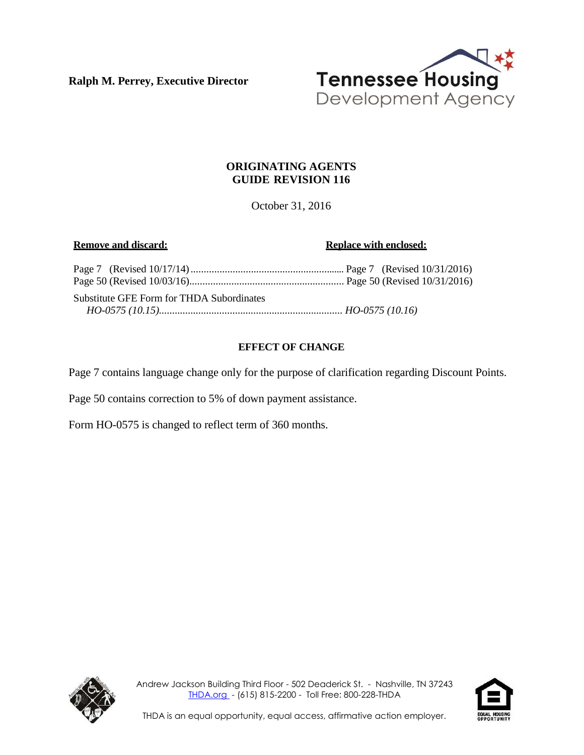**Ralph M. Perrey, Executive Director**

Tennessee Housing Development Agency

## ORIGINATING AGENTS GUIDE REVISION 116

October 31, 2016

| **Remove and discard:** | **Replace with enclosed:** |
| --- | --- |
| Page 7 (Revised 10/17/14) | Page 7 (Revised 10/31/2016) |
| Page 50 (Revised 10/03/16) | Page 50 (Revised 10/31/2016) |
| Substitute GFE Form for THDA Subordinates *HO-0575 (10.15)* | *HO-0575 (10.16)* |

### EFFECT OF CHANGE

Page 7 contains language change only for the purpose of clarification regarding Discount Points.

Page 50 contains correction to 5% of down payment assistance.

Form HO-0575 is changed to reflect term of 360 months.

Andrew Jackson Building Third Floor - 502 Deaderick St. - Nashville, TN 37243
THDA.org - (615) 815-2200 - Toll Free: 800-228-THDA

THDA is an equal opportunity, equal access, affirmative action employer.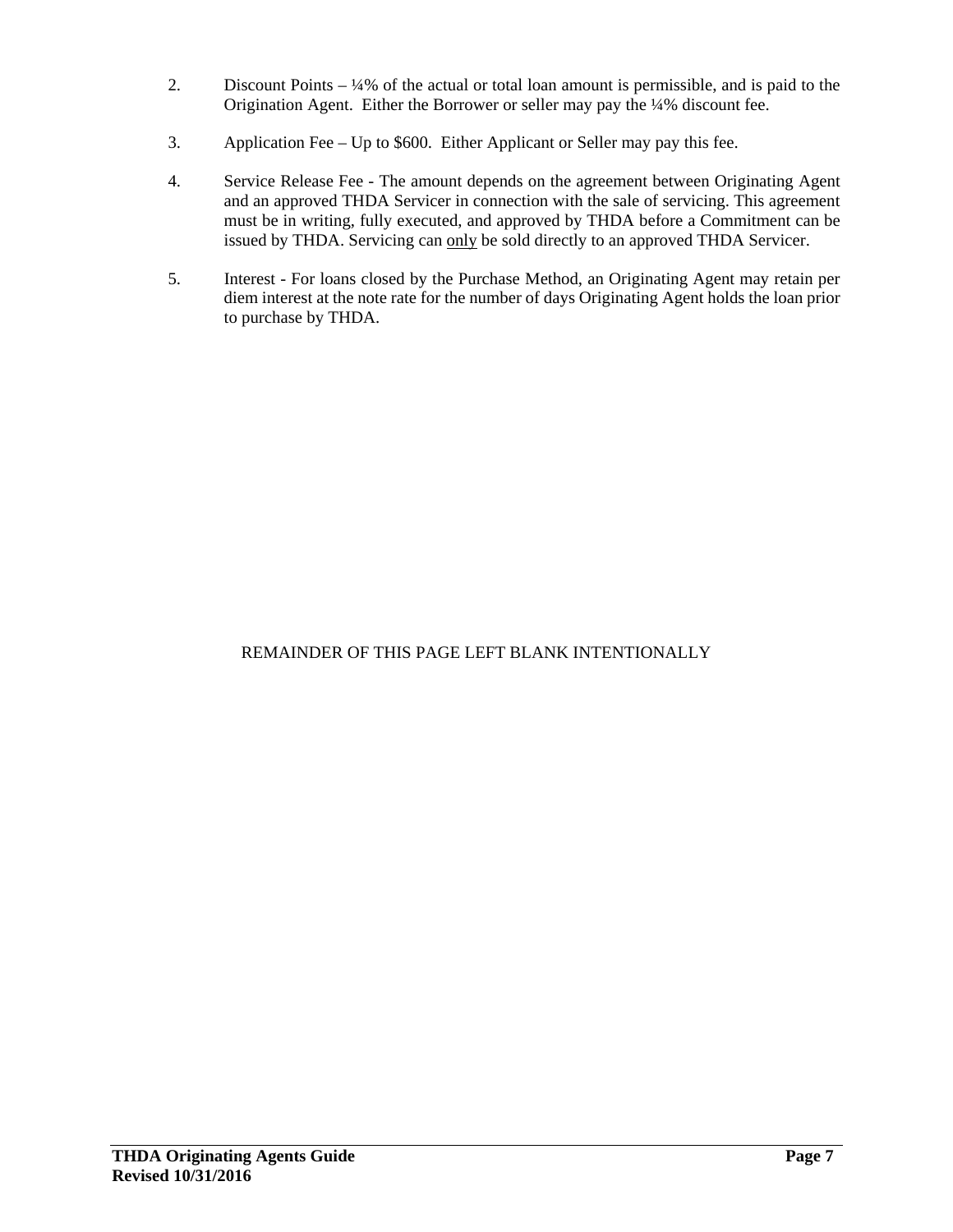2. Discount Points – ¼% of the actual or total loan amount is permissible, and is paid to the Origination Agent. Either the Borrower or seller may pay the ¼% discount fee.

3. Application Fee – Up to $600. Either Applicant or Seller may pay this fee.

4. Service Release Fee - The amount depends on the agreement between Originating Agent and an approved THDA Servicer in connection with the sale of servicing. This agreement must be in writing, fully executed, and approved by THDA before a Commitment can be issued by THDA. Servicing can <u>only</u> be sold directly to an approved THDA Servicer.

5. Interest - For loans closed by the Purchase Method, an Originating Agent may retain per diem interest at the note rate for the number of days Originating Agent holds the loan prior to purchase by THDA.

REMAINDER OF THIS PAGE LEFT BLANK INTENTIONALLY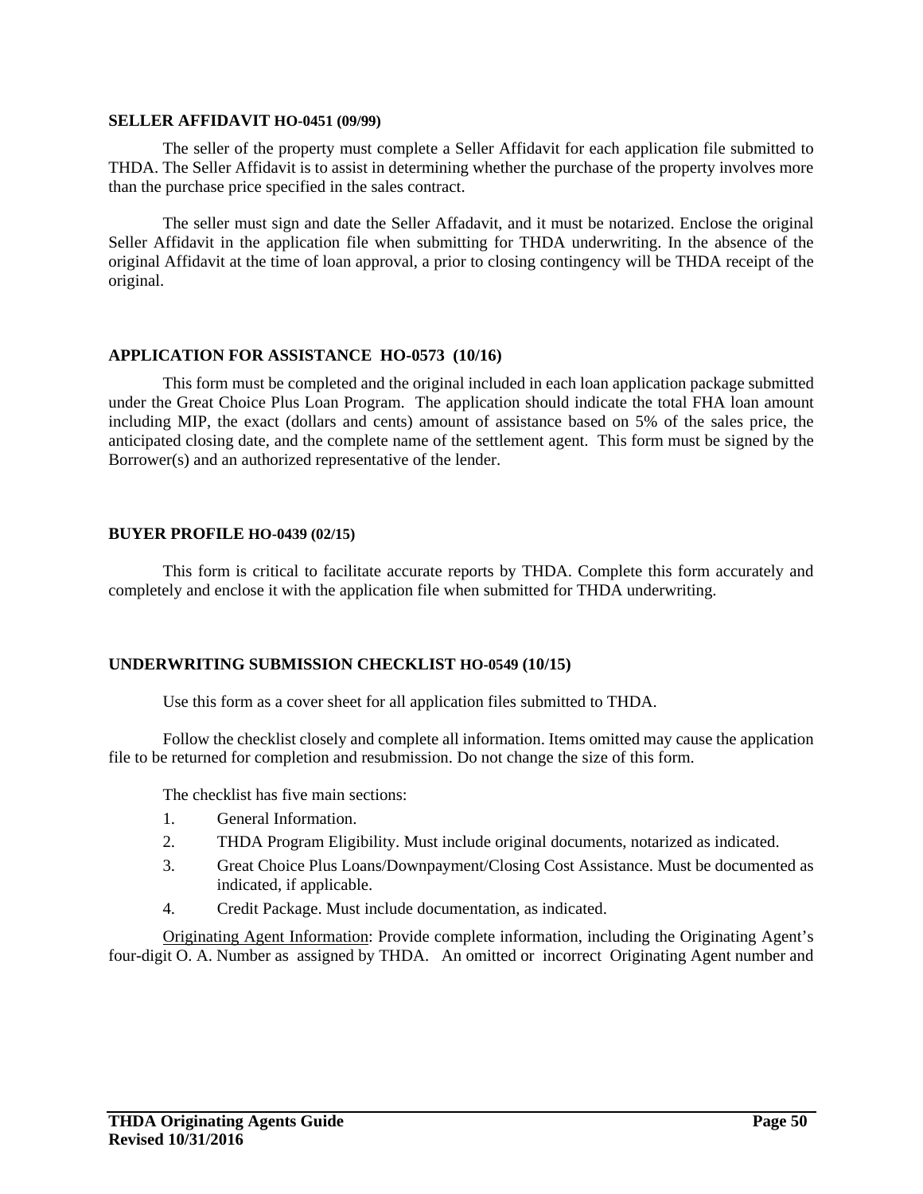**SELLER AFFIDAVIT HO-0451 (09/99)**

The seller of the property must complete a Seller Affidavit for each application file submitted to THDA. The Seller Affidavit is to assist in determining whether the purchase of the property involves more than the purchase price specified in the sales contract.

The seller must sign and date the Seller Affadavit, and it must be notarized. Enclose the original Seller Affidavit in the application file when submitting for THDA underwriting. In the absence of the original Affidavit at the time of loan approval, a prior to closing contingency will be THDA receipt of the original.

**APPLICATION FOR ASSISTANCE HO-0573 (10/16)**

This form must be completed and the original included in each loan application package submitted under the Great Choice Plus Loan Program. The application should indicate the total FHA loan amount including MIP, the exact (dollars and cents) amount of assistance based on 5% of the sales price, the anticipated closing date, and the complete name of the settlement agent. This form must be signed by the Borrower(s) and an authorized representative of the lender.

**BUYER PROFILE HO-0439 (02/15)**

This form is critical to facilitate accurate reports by THDA. Complete this form accurately and completely and enclose it with the application file when submitted for THDA underwriting.

**UNDERWRITING SUBMISSION CHECKLIST HO-0549 (10/15)**

Use this form as a cover sheet for all application files submitted to THDA.

Follow the checklist closely and complete all information. Items omitted may cause the application file to be returned for completion and resubmission. Do not change the size of this form.

The checklist has five main sections:

1. General Information.
2. THDA Program Eligibility. Must include original documents, notarized as indicated.
3. Great Choice Plus Loans/Downpayment/Closing Cost Assistance. Must be documented as indicated, if applicable.
4. Credit Package. Must include documentation, as indicated.

Originating Agent Information: Provide complete information, including the Originating Agent's four-digit O. A. Number as assigned by THDA. An omitted or incorrect Originating Agent number and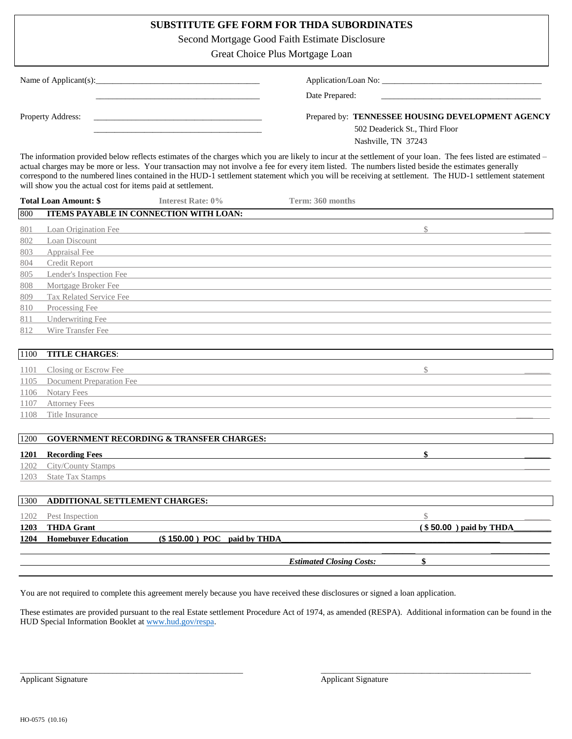# SUBSTITUTE GFE FORM FOR THDA SUBORDINATES

Second Mortgage Good Faith Estimate Disclosure

Great Choice Plus Mortgage Loan

Name of Applicant(s):______________________________________

______________________________________

Property Address: ______________________________________

______________________________________

Application/Loan No: ______________________________________

Date Prepared: ______________________________________

Prepared by: **TENNESSEE HOUSING DEVELOPMENT AGENCY**
502 Deaderick St., Third Floor
Nashville, TN 37243

The information provided below reflects estimates of the charges which you are likely to incur at the settlement of your loan. The fees listed are estimated – actual charges may be more or less. Your transaction may not involve a fee for every item listed. The numbers listed beside the estimates generally correspond to the numbered lines contained in the HUD-1 settlement statement which you will be receiving at settlement. The HUD-1 settlement statement will show you the actual cost for items paid at settlement.

**Total Loan Amount: $** Interest Rate: 0% Term: 360 months

| | | |
|---|---|---|
| **800** | **ITEMS PAYABLE IN CONNECTION WITH LOAN:** | |
| 801 | Loan Origination Fee | $ |
| 802 | Loan Discount | |
| 803 | Appraisal Fee | |
| 804 | Credit Report | |
| 805 | Lender's Inspection Fee | |
| 808 | Mortgage Broker Fee | |
| 809 | Tax Related Service Fee | |
| 810 | Processing Fee | |
| 811 | Underwriting Fee | |
| 812 | Wire Transfer Fee | |
| **1100** | **TITLE CHARGES:** | |
| 1101 | Closing or Escrow Fee | $ |
| 1105 | Document Preparation Fee | |
| 1106 | Notary Fees | |
| 1107 | Attorney Fees | |
| 1108 | Title Insurance | |
| **1200** | **GOVERNMENT RECORDING & TRANSFER CHARGES:** | |
| **1201** | **Recording Fees** | **$** |
| 1202 | City/County Stamps | |
| 1203 | State Tax Stamps | |
| **1300** | **ADDITIONAL SETTLEMENT CHARGES:** | |
| 1202 | Pest Inspection | $ |
| **1203** | **THDA Grant** | **( $ 50.00 ) paid by THDA** |
| **1204** | **Homebuyer Education ($ 150.00 ) POC paid by THDA** | |
| | ***Estimated Closing Costs:*** | **$** |

You are not required to complete this agreement merely because you have received these disclosures or signed a loan application.

These estimates are provided pursuant to the real Estate settlement Procedure Act of 1974, as amended (RESPA). Additional information can be found in the HUD Special Information Booklet at www.hud.gov/respa.

______________________________________
Applicant Signature

______________________________________
Applicant Signature

HO-0575 (10.16)